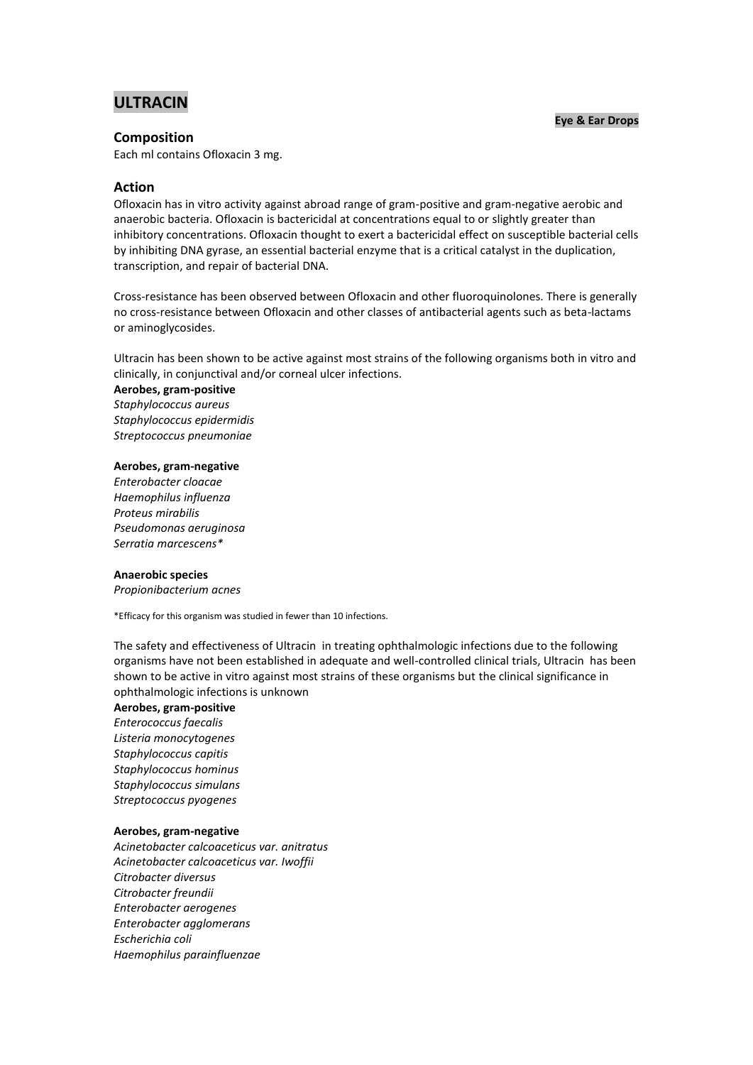# ULTRACIN

**Eye & Ear Drops**

## Composition

Each ml contains Ofloxacin 3 mg.

## Action

Ofloxacin has in vitro activity against abroad range of gram-positive and gram-negative aerobic and anaerobic bacteria. Ofloxacin is bactericidal at concentrations equal to or slightly greater than inhibitory concentrations. Ofloxacin thought to exert a bactericidal effect on susceptible bacterial cells by inhibiting DNA gyrase, an essential bacterial enzyme that is a critical catalyst in the duplication, transcription, and repair of bacterial DNA.

Cross-resistance has been observed between Ofloxacin and other fluoroquinolones. There is generally no cross-resistance between Ofloxacin and other classes of antibacterial agents such as beta-lactams or aminoglycosides.

Ultracin has been shown to be active against most strains of the following organisms both in vitro and clinically, in conjunctival and/or corneal ulcer infections.

**Aerobes, gram-positive**

*Staphylococcus aureus*
*Staphylococcus epidermidis*
*Streptococcus pneumoniae*

**Aerobes, gram-negative**

*Enterobacter cloacae*
*Haemophilus influenza*
*Proteus mirabilis*
*Pseudomonas aeruginosa*
*Serratia marcescens**

**Anaerobic species**

*Propionibacterium acnes*

*Efficacy for this organism was studied in fewer than 10 infections.

The safety and effectiveness of Ultracin in treating ophthalmologic infections due to the following organisms have not been established in adequate and well-controlled clinical trials, Ultracin has been shown to be active in vitro against most strains of these organisms but the clinical significance in ophthalmologic infections is unknown

**Aerobes, gram-positive**

*Enterococcus faecalis*
*Listeria monocytogenes*
*Staphylococcus capitis*
*Staphylococcus hominus*
*Staphylococcus simulans*
*Streptococcus pyogenes*

**Aerobes, gram-negative**

*Acinetobacter calcoaceticus var. anitratus*
*Acinetobacter calcoaceticus var. Iwoffii*
*Citrobacter diversus*
*Citrobacter freundii*
*Enterobacter aerogenes*
*Enterobacter agglomerans*
*Escherichia coli*
*Haemophilus parainfluenzae*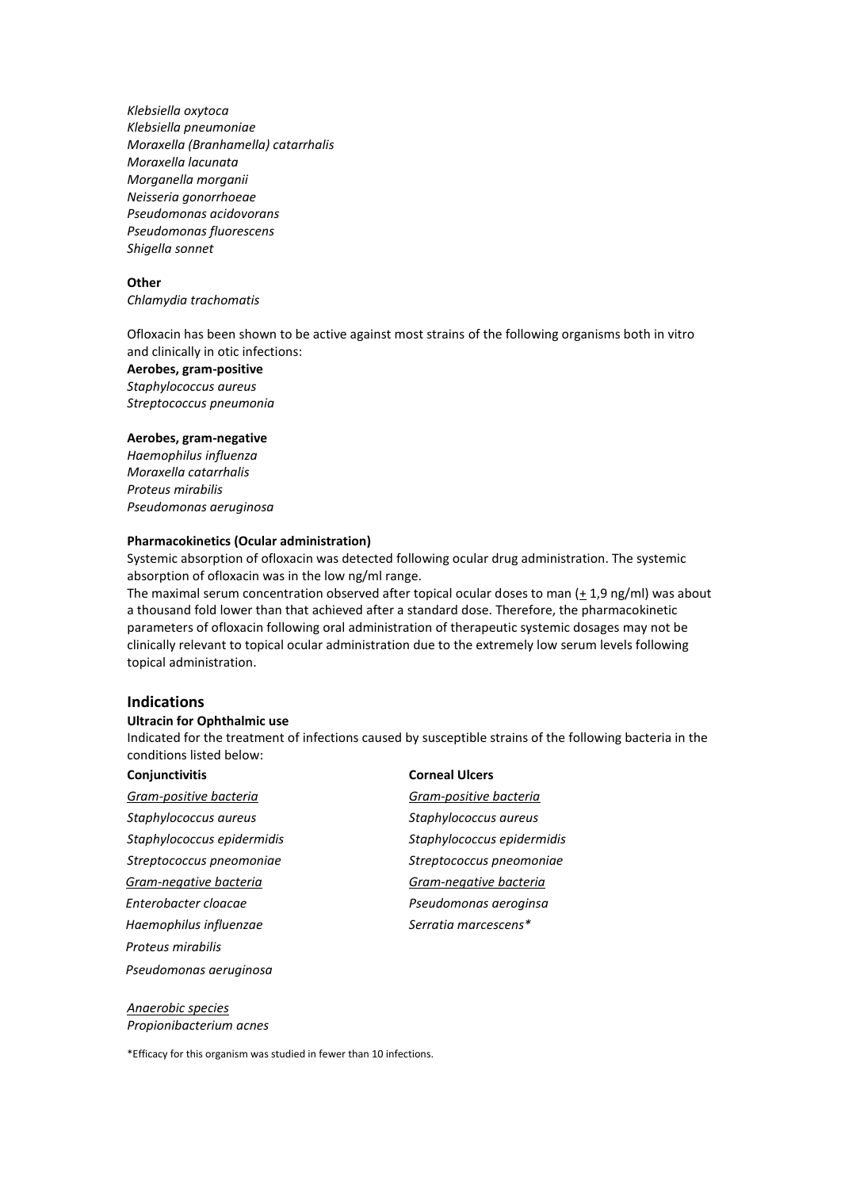*Klebsiella oxytoca*
*Klebsiella pneumoniae*
*Moraxella (Branhamella) catarrhalis*
*Moraxella lacunata*
*Morganella morganii*
*Neisseria gonorrhoeae*
*Pseudomonas acidovorans*
*Pseudomonas fluorescens*
*Shigella sonnet*

**Other**
*Chlamydia trachomatis*

Ofloxacin has been shown to be active against most strains of the following organisms both in vitro and clinically in otic infections:

**Aerobes, gram-positive**
*Staphylococcus aureus*
*Streptococcus pneumonia*

**Aerobes, gram-negative**
*Haemophilus influenza*
*Moraxella catarrhalis*
*Proteus mirabilis*
*Pseudomonas aeruginosa*

**Pharmacokinetics (Ocular administration)**

Systemic absorption of ofloxacin was detected following ocular drug administration. The systemic absorption of ofloxacin was in the low ng/ml range.

The maximal serum concentration observed after topical ocular doses to man ($\pm$ 1,9 ng/ml) was about a thousand fold lower than that achieved after a standard dose. Therefore, the pharmacokinetic parameters of ofloxacin following oral administration of therapeutic systemic dosages may not be clinically relevant to topical ocular administration due to the extremely low serum levels following topical administration.

## Indications

**Ultracin for Ophthalmic use**

Indicated for the treatment of infections caused by susceptible strains of the following bacteria in the conditions listed below:

**Conjunctivitis**

<u>*Gram-positive bacteria*</u>
*Staphylococcus aureus*
*Staphylococcus epidermidis*
*Streptococcus pneomoniae*

<u>*Gram-negative bacteria*</u>
*Enterobacter cloacae*
*Haemophilus influenzae*
*Proteus mirabilis*
*Pseudomonas aeruginosa*

<u>*Anaerobic species*</u>
*Propionibacterium acnes*

**Corneal Ulcers**

<u>*Gram-positive bacteria*</u>
*Staphylococcus aureus*
*Staphylococcus epidermidis*
*Streptococcus pneomoniae*

<u>*Gram-negative bacteria*</u>
*Pseudomonas aeroginsa*
*Serratia marcescens**

*Efficacy for this organism was studied in fewer than 10 infections.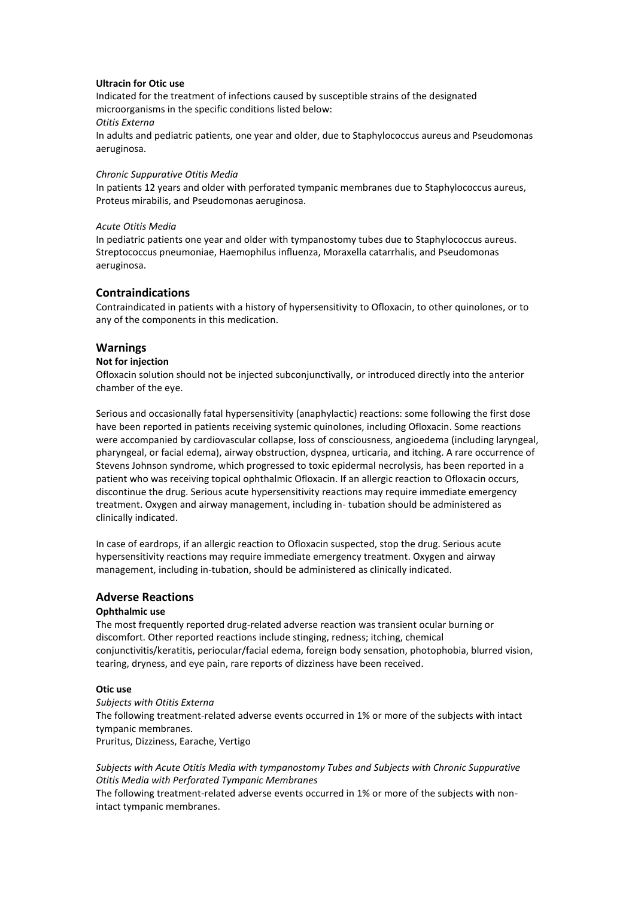**Ultracin for Otic use**

Indicated for the treatment of infections caused by susceptible strains of the designated microorganisms in the specific conditions listed below:

*Otitis Externa*

In adults and pediatric patients, one year and older, due to Staphylococcus aureus and Pseudomonas aeruginosa.

*Chronic Suppurative Otitis Media*

In patients 12 years and older with perforated tympanic membranes due to Staphylococcus aureus, Proteus mirabilis, and Pseudomonas aeruginosa.

*Acute Otitis Media*

In pediatric patients one year and older with tympanostomy tubes due to Staphylococcus aureus. Streptococcus pneumoniae, Haemophilus influenza, Moraxella catarrhalis, and Pseudomonas aeruginosa.

## Contraindications

Contraindicated in patients with a history of hypersensitivity to Ofloxacin, to other quinolones, or to any of the components in this medication.

## Warnings

**Not for injection**

Ofloxacin solution should not be injected subconjunctivally, or introduced directly into the anterior chamber of the eye.

Serious and occasionally fatal hypersensitivity (anaphylactic) reactions: some following the first dose have been reported in patients receiving systemic quinolones, including Ofloxacin. Some reactions were accompanied by cardiovascular collapse, loss of consciousness, angioedema (including laryngeal, pharyngeal, or facial edema), airway obstruction, dyspnea, urticaria, and itching. A rare occurrence of Stevens Johnson syndrome, which progressed to toxic epidermal necrolysis, has been reported in a patient who was receiving topical ophthalmic Ofloxacin. If an allergic reaction to Ofloxacin occurs, discontinue the drug. Serious acute hypersensitivity reactions may require immediate emergency treatment. Oxygen and airway management, including in- tubation should be administered as clinically indicated.

In case of eardrops, if an allergic reaction to Ofloxacin suspected, stop the drug. Serious acute hypersensitivity reactions may require immediate emergency treatment. Oxygen and airway management, including in-tubation, should be administered as clinically indicated.

## Adverse Reactions

**Ophthalmic use**

The most frequently reported drug-related adverse reaction was transient ocular burning or discomfort. Other reported reactions include stinging, redness; itching, chemical conjunctivitis/keratitis, periocular/facial edema, foreign body sensation, photophobia, blurred vision, tearing, dryness, and eye pain, rare reports of dizziness have been received.

**Otic use**

*Subjects with Otitis Externa*

The following treatment-related adverse events occurred in 1% or more of the subjects with intact tympanic membranes.

Pruritus, Dizziness, Earache, Vertigo

*Subjects with Acute Otitis Media with tympanostomy Tubes and Subjects with Chronic Suppurative Otitis Media with Perforated Tympanic Membranes*

The following treatment-related adverse events occurred in 1% or more of the subjects with non-intact tympanic membranes.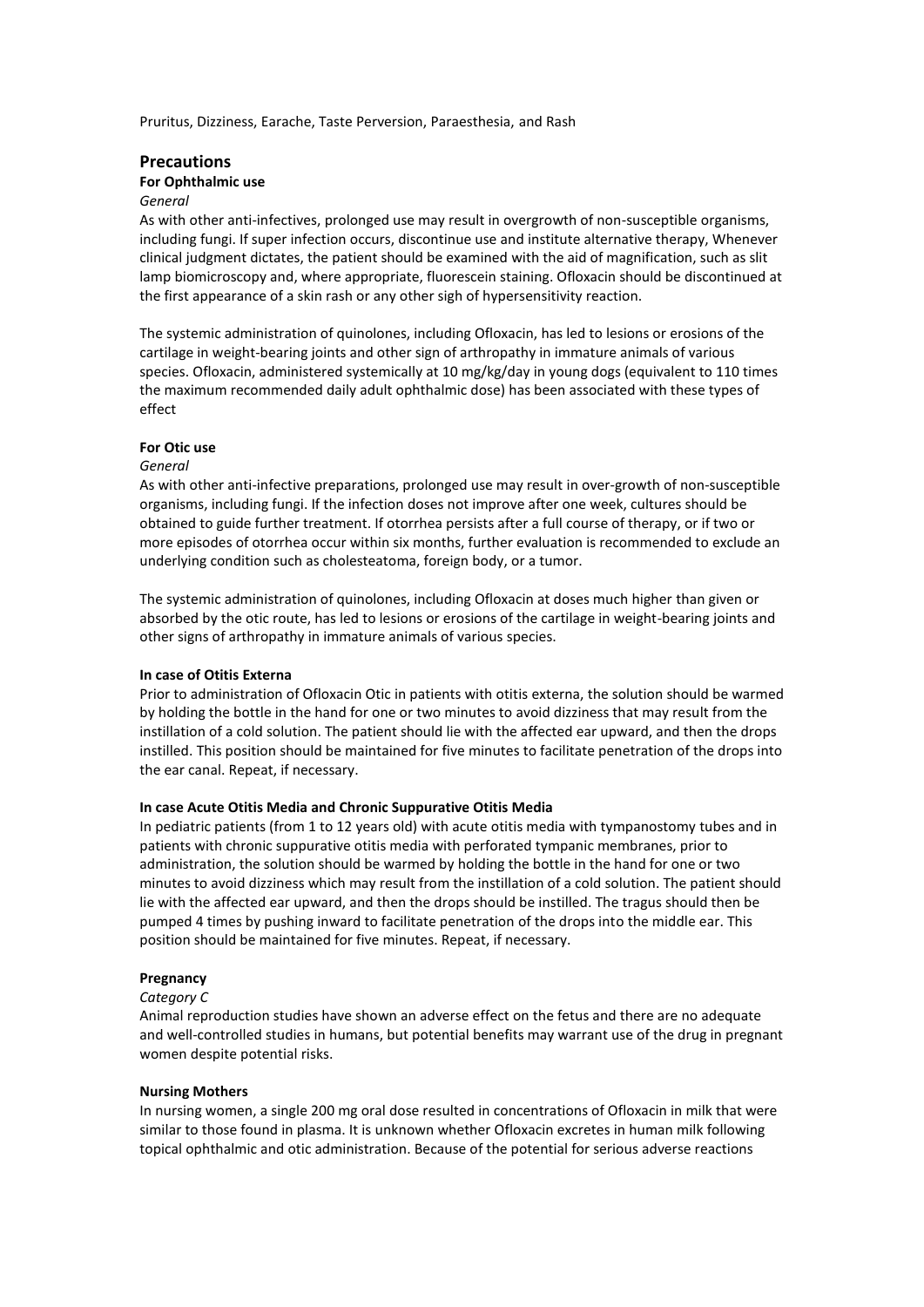Pruritus, Dizziness, Earache, Taste Perversion, Paraesthesia, and Rash

## Precautions

### For Ophthalmic use

*General*

As with other anti-infectives, prolonged use may result in overgrowth of non-susceptible organisms, including fungi. If super infection occurs, discontinue use and institute alternative therapy, Whenever clinical judgment dictates, the patient should be examined with the aid of magnification, such as slit lamp biomicroscopy and, where appropriate, fluorescein staining. Ofloxacin should be discontinued at the first appearance of a skin rash or any other sigh of hypersensitivity reaction.

The systemic administration of quinolones, including Ofloxacin, has led to lesions or erosions of the cartilage in weight-bearing joints and other sign of arthropathy in immature animals of various species. Ofloxacin, administered systemically at 10 mg/kg/day in young dogs (equivalent to 110 times the maximum recommended daily adult ophthalmic dose) has been associated with these types of effect

### For Otic use

*General*

As with other anti-infective preparations, prolonged use may result in over-growth of non-susceptible organisms, including fungi. If the infection doses not improve after one week, cultures should be obtained to guide further treatment. If otorrhea persists after a full course of therapy, or if two or more episodes of otorrhea occur within six months, further evaluation is recommended to exclude an underlying condition such as cholesteatoma, foreign body, or a tumor.

The systemic administration of quinolones, including Ofloxacin at doses much higher than given or absorbed by the otic route, has led to lesions or erosions of the cartilage in weight-bearing joints and other signs of arthropathy in immature animals of various species.

### In case of Otitis Externa

Prior to administration of Ofloxacin Otic in patients with otitis externa, the solution should be warmed by holding the bottle in the hand for one or two minutes to avoid dizziness that may result from the instillation of a cold solution. The patient should lie with the affected ear upward, and then the drops instilled. This position should be maintained for five minutes to facilitate penetration of the drops into the ear canal. Repeat, if necessary.

### In case Acute Otitis Media and Chronic Suppurative Otitis Media

In pediatric patients (from 1 to 12 years old) with acute otitis media with tympanostomy tubes and in patients with chronic suppurative otitis media with perforated tympanic membranes, prior to administration, the solution should be warmed by holding the bottle in the hand for one or two minutes to avoid dizziness which may result from the instillation of a cold solution. The patient should lie with the affected ear upward, and then the drops should be instilled. The tragus should then be pumped 4 times by pushing inward to facilitate penetration of the drops into the middle ear. This position should be maintained for five minutes. Repeat, if necessary.

### Pregnancy

*Category C*

Animal reproduction studies have shown an adverse effect on the fetus and there are no adequate and well-controlled studies in humans, but potential benefits may warrant use of the drug in pregnant women despite potential risks.

### Nursing Mothers

In nursing women, a single 200 mg oral dose resulted in concentrations of Ofloxacin in milk that were similar to those found in plasma. It is unknown whether Ofloxacin excretes in human milk following topical ophthalmic and otic administration. Because of the potential for serious adverse reactions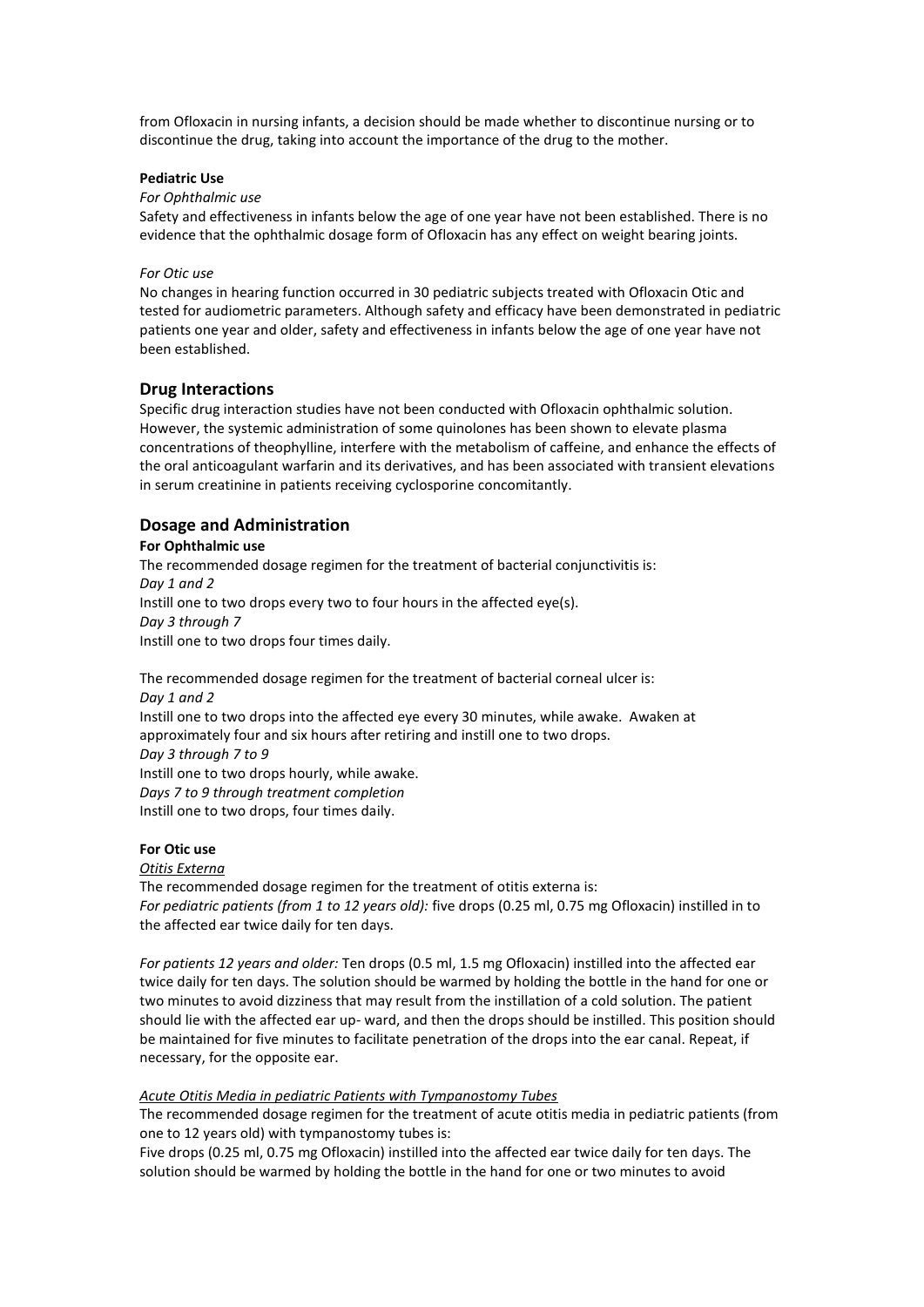from Ofloxacin in nursing infants, a decision should be made whether to discontinue nursing or to discontinue the drug, taking into account the importance of the drug to the mother.

**Pediatric Use**

*For Ophthalmic use*

Safety and effectiveness in infants below the age of one year have not been established. There is no evidence that the ophthalmic dosage form of Ofloxacin has any effect on weight bearing joints.

*For Otic use*

No changes in hearing function occurred in 30 pediatric subjects treated with Ofloxacin Otic and tested for audiometric parameters. Although safety and efficacy have been demonstrated in pediatric patients one year and older, safety and effectiveness in infants below the age of one year have not been established.

## Drug Interactions

Specific drug interaction studies have not been conducted with Ofloxacin ophthalmic solution. However, the systemic administration of some quinolones has been shown to elevate plasma concentrations of theophylline, interfere with the metabolism of caffeine, and enhance the effects of the oral anticoagulant warfarin and its derivatives, and has been associated with transient elevations in serum creatinine in patients receiving cyclosporine concomitantly.

## Dosage and Administration

**For Ophthalmic use**

The recommended dosage regimen for the treatment of bacterial conjunctivitis is:

*Day 1 and 2*

Instill one to two drops every two to four hours in the affected eye(s).

*Day 3 through 7*

Instill one to two drops four times daily.

The recommended dosage regimen for the treatment of bacterial corneal ulcer is:

*Day 1 and 2*

Instill one to two drops into the affected eye every 30 minutes, while awake. Awaken at approximately four and six hours after retiring and instill one to two drops.

*Day 3 through 7 to 9*

Instill one to two drops hourly, while awake.

*Days 7 to 9 through treatment completion*

Instill one to two drops, four times daily.

**For Otic use**

*Otitis Externa*

The recommended dosage regimen for the treatment of otitis externa is:

*For pediatric patients (from 1 to 12 years old):* five drops (0.25 ml, 0.75 mg Ofloxacin) instilled in to the affected ear twice daily for ten days.

*For patients 12 years and older:* Ten drops (0.5 ml, 1.5 mg Ofloxacin) instilled into the affected ear twice daily for ten days. The solution should be warmed by holding the bottle in the hand for one or two minutes to avoid dizziness that may result from the instillation of a cold solution. The patient should lie with the affected ear up- ward, and then the drops should be instilled. This position should be maintained for five minutes to facilitate penetration of the drops into the ear canal. Repeat, if necessary, for the opposite ear.

*Acute Otitis Media in pediatric Patients with Tympanostomy Tubes*

The recommended dosage regimen for the treatment of acute otitis media in pediatric patients (from one to 12 years old) with tympanostomy tubes is:

Five drops (0.25 ml, 0.75 mg Ofloxacin) instilled into the affected ear twice daily for ten days. The solution should be warmed by holding the bottle in the hand for one or two minutes to avoid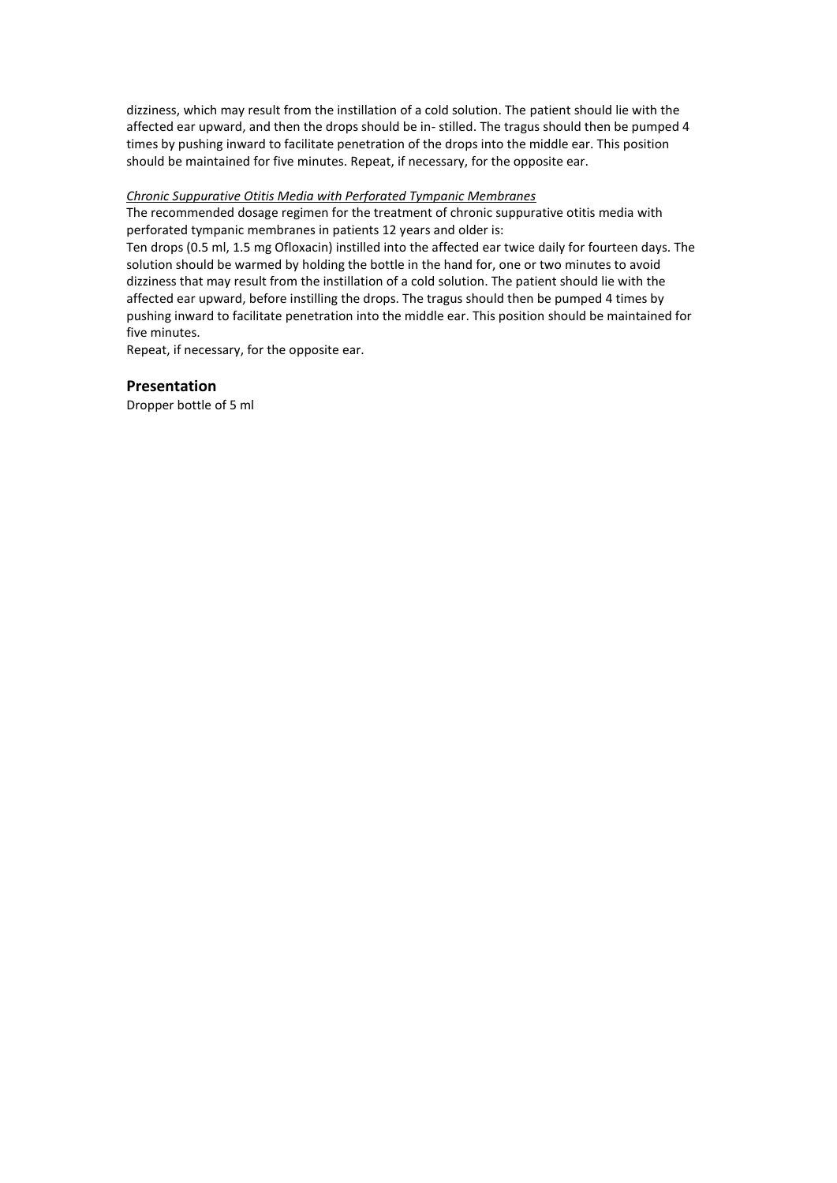dizziness, which may result from the instillation of a cold solution. The patient should lie with the affected ear upward, and then the drops should be in- stilled. The tragus should then be pumped 4 times by pushing inward to facilitate penetration of the drops into the middle ear. This position should be maintained for five minutes. Repeat, if necessary, for the opposite ear.

*Chronic Suppurative Otitis Media with Perforated Tympanic Membranes*

The recommended dosage regimen for the treatment of chronic suppurative otitis media with perforated tympanic membranes in patients 12 years and older is:

Ten drops (0.5 ml, 1.5 mg Ofloxacin) instilled into the affected ear twice daily for fourteen days. The solution should be warmed by holding the bottle in the hand for, one or two minutes to avoid dizziness that may result from the instillation of a cold solution. The patient should lie with the affected ear upward, before instilling the drops. The tragus should then be pumped 4 times by pushing inward to facilitate penetration into the middle ear. This position should be maintained for five minutes.

Repeat, if necessary, for the opposite ear.

## Presentation

Dropper bottle of 5 ml